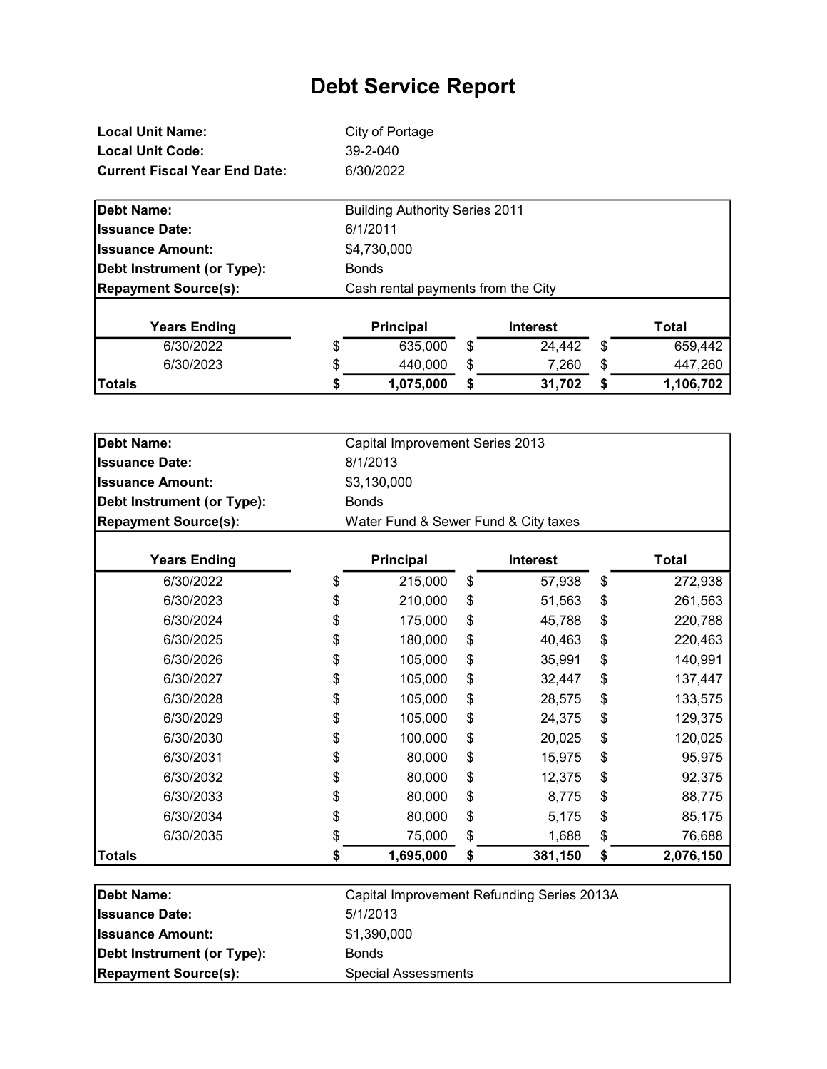# Debt Service Report

| | |
|---|---|
| **Local Unit Name:** | City of Portage |
| **Local Unit Code:** | 39-2-040 |
| **Current Fiscal Year End Date:** | 6/30/2022 |

| | |
|---|---|
| **Debt Name:** | Building Authority Series 2011 |
| **Issuance Date:** | 6/1/2011 |
| **Issuance Amount:** | $4,730,000 |
| **Debt Instrument (or Type):** | Bonds |
| **Repayment Source(s):** | Cash rental payments from the City |

| Years Ending | Principal | Interest | Total |
|---|---|---|---|
| 6/30/2022 | $ 635,000 | $ 24,442 | $ 659,442 |
| 6/30/2023 | $ 440,000 | $ 7,260 | $ 447,260 |
| **Totals** | **$ 1,075,000** | **$ 31,702** | **$ 1,106,702** |

| | |
|---|---|
| **Debt Name:** | Capital Improvement Series 2013 |
| **Issuance Date:** | 8/1/2013 |
| **Issuance Amount:** | $3,130,000 |
| **Debt Instrument (or Type):** | Bonds |
| **Repayment Source(s):** | Water Fund & Sewer Fund & City taxes |

| Years Ending | Principal | Interest | Total |
|---|---|---|---|
| 6/30/2022 | $ 215,000 | $ 57,938 | $ 272,938 |
| 6/30/2023 | $ 210,000 | $ 51,563 | $ 261,563 |
| 6/30/2024 | $ 175,000 | $ 45,788 | $ 220,788 |
| 6/30/2025 | $ 180,000 | $ 40,463 | $ 220,463 |
| 6/30/2026 | $ 105,000 | $ 35,991 | $ 140,991 |
| 6/30/2027 | $ 105,000 | $ 32,447 | $ 137,447 |
| 6/30/2028 | $ 105,000 | $ 28,575 | $ 133,575 |
| 6/30/2029 | $ 105,000 | $ 24,375 | $ 129,375 |
| 6/30/2030 | $ 100,000 | $ 20,025 | $ 120,025 |
| 6/30/2031 | $ 80,000 | $ 15,975 | $ 95,975 |
| 6/30/2032 | $ 80,000 | $ 12,375 | $ 92,375 |
| 6/30/2033 | $ 80,000 | $ 8,775 | $ 88,775 |
| 6/30/2034 | $ 80,000 | $ 5,175 | $ 85,175 |
| 6/30/2035 | $ 75,000 | $ 1,688 | $ 76,688 |
| **Totals** | **$ 1,695,000** | **$ 381,150** | **$ 2,076,150** |

| | |
|---|---|
| **Debt Name:** | Capital Improvement Refunding Series 2013A |
| **Issuance Date:** | 5/1/2013 |
| **Issuance Amount:** | $1,390,000 |
| **Debt Instrument (or Type):** | Bonds |
| **Repayment Source(s):** | Special Assessments |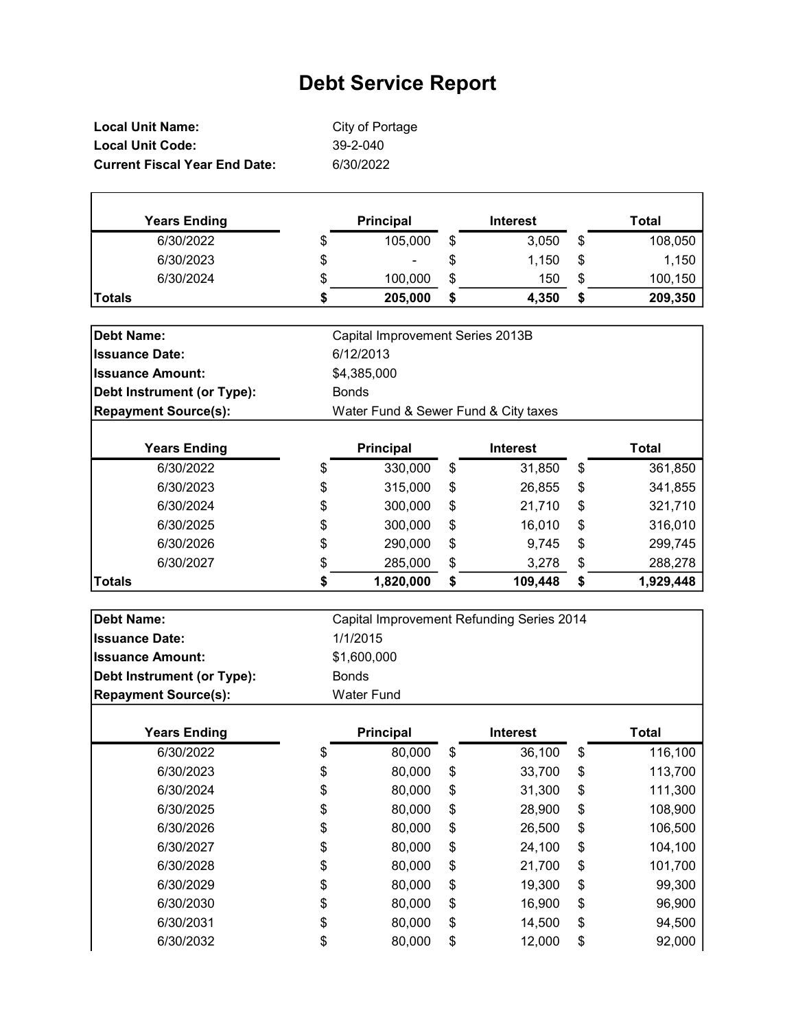# Debt Service Report

**Local Unit Name:** City of Portage
**Local Unit Code:** 39-2-040
**Current Fiscal Year End Date:** 6/30/2022

| Years Ending | Principal | Interest | Total |
|---|---|---|---|
| 6/30/2022 | $ 105,000 | $ 3,050 | $ 108,050 |
| 6/30/2023 | $ - | $ 1,150 | $ 1,150 |
| 6/30/2024 | $ 100,000 | $ 150 | $ 100,150 |
| **Totals** | **$ 205,000** | **$ 4,350** | **$ 209,350** |

**Debt Name:** Capital Improvement Series 2013B
**Issuance Date:** 6/12/2013
**Issuance Amount:** $4,385,000
**Debt Instrument (or Type):** Bonds
**Repayment Source(s):** Water Fund & Sewer Fund & City taxes

| Years Ending | Principal | Interest | Total |
|---|---|---|---|
| 6/30/2022 | $ 330,000 | $ 31,850 | $ 361,850 |
| 6/30/2023 | $ 315,000 | $ 26,855 | $ 341,855 |
| 6/30/2024 | $ 300,000 | $ 21,710 | $ 321,710 |
| 6/30/2025 | $ 300,000 | $ 16,010 | $ 316,010 |
| 6/30/2026 | $ 290,000 | $ 9,745 | $ 299,745 |
| 6/30/2027 | $ 285,000 | $ 3,278 | $ 288,278 |
| **Totals** | **$ 1,820,000** | **$ 109,448** | **$ 1,929,448** |

**Debt Name:** Capital Improvement Refunding Series 2014
**Issuance Date:** 1/1/2015
**Issuance Amount:** $1,600,000
**Debt Instrument (or Type):** Bonds
**Repayment Source(s):** Water Fund

| Years Ending | Principal | Interest | Total |
|---|---|---|---|
| 6/30/2022 | $ 80,000 | $ 36,100 | $ 116,100 |
| 6/30/2023 | $ 80,000 | $ 33,700 | $ 113,700 |
| 6/30/2024 | $ 80,000 | $ 31,300 | $ 111,300 |
| 6/30/2025 | $ 80,000 | $ 28,900 | $ 108,900 |
| 6/30/2026 | $ 80,000 | $ 26,500 | $ 106,500 |
| 6/30/2027 | $ 80,000 | $ 24,100 | $ 104,100 |
| 6/30/2028 | $ 80,000 | $ 21,700 | $ 101,700 |
| 6/30/2029 | $ 80,000 | $ 19,300 | $ 99,300 |
| 6/30/2030 | $ 80,000 | $ 16,900 | $ 96,900 |
| 6/30/2031 | $ 80,000 | $ 14,500 | $ 94,500 |
| 6/30/2032 | $ 80,000 | $ 12,000 | $ 92,000 |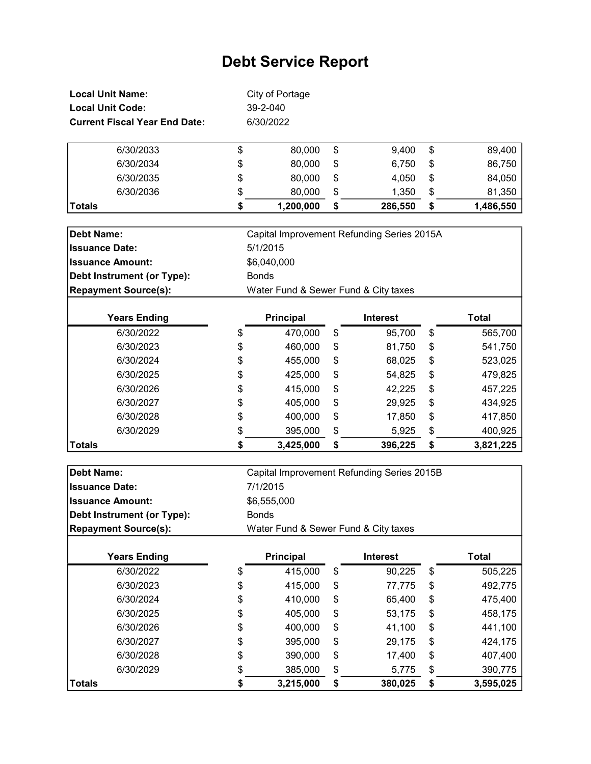# Debt Service Report

**Local Unit Name:** City of Portage
**Local Unit Code:** 39-2-040
**Current Fiscal Year End Date:** 6/30/2022

| Years Ending | Principal | Interest | Total |
|---|---|---|---|
| 6/30/2033 | $ 80,000 | $ 9,400 | $ 89,400 |
| 6/30/2034 | $ 80,000 | $ 6,750 | $ 86,750 |
| 6/30/2035 | $ 80,000 | $ 4,050 | $ 84,050 |
| 6/30/2036 | $ 80,000 | $ 1,350 | $ 81,350 |
| **Totals** | **$ 1,200,000** | **$ 286,550** | **$ 1,486,550** |

**Debt Name:** Capital Improvement Refunding Series 2015A
**Issuance Date:** 5/1/2015
**Issuance Amount:** $6,040,000
**Debt Instrument (or Type):** Bonds
**Repayment Source(s):** Water Fund & Sewer Fund & City taxes

| Years Ending | Principal | Interest | Total |
|---|---|---|---|
| 6/30/2022 | $ 470,000 | $ 95,700 | $ 565,700 |
| 6/30/2023 | $ 460,000 | $ 81,750 | $ 541,750 |
| 6/30/2024 | $ 455,000 | $ 68,025 | $ 523,025 |
| 6/30/2025 | $ 425,000 | $ 54,825 | $ 479,825 |
| 6/30/2026 | $ 415,000 | $ 42,225 | $ 457,225 |
| 6/30/2027 | $ 405,000 | $ 29,925 | $ 434,925 |
| 6/30/2028 | $ 400,000 | $ 17,850 | $ 417,850 |
| 6/30/2029 | $ 395,000 | $ 5,925 | $ 400,925 |
| **Totals** | **$ 3,425,000** | **$ 396,225** | **$ 3,821,225** |

**Debt Name:** Capital Improvement Refunding Series 2015B
**Issuance Date:** 7/1/2015
**Issuance Amount:** $6,555,000
**Debt Instrument (or Type):** Bonds
**Repayment Source(s):** Water Fund & Sewer Fund & City taxes

| Years Ending | Principal | Interest | Total |
|---|---|---|---|
| 6/30/2022 | $ 415,000 | $ 90,225 | $ 505,225 |
| 6/30/2023 | $ 415,000 | $ 77,775 | $ 492,775 |
| 6/30/2024 | $ 410,000 | $ 65,400 | $ 475,400 |
| 6/30/2025 | $ 405,000 | $ 53,175 | $ 458,175 |
| 6/30/2026 | $ 400,000 | $ 41,100 | $ 441,100 |
| 6/30/2027 | $ 395,000 | $ 29,175 | $ 424,175 |
| 6/30/2028 | $ 390,000 | $ 17,400 | $ 407,400 |
| 6/30/2029 | $ 385,000 | $ 5,775 | $ 390,775 |
| **Totals** | **$ 3,215,000** | **$ 380,025** | **$ 3,595,025** |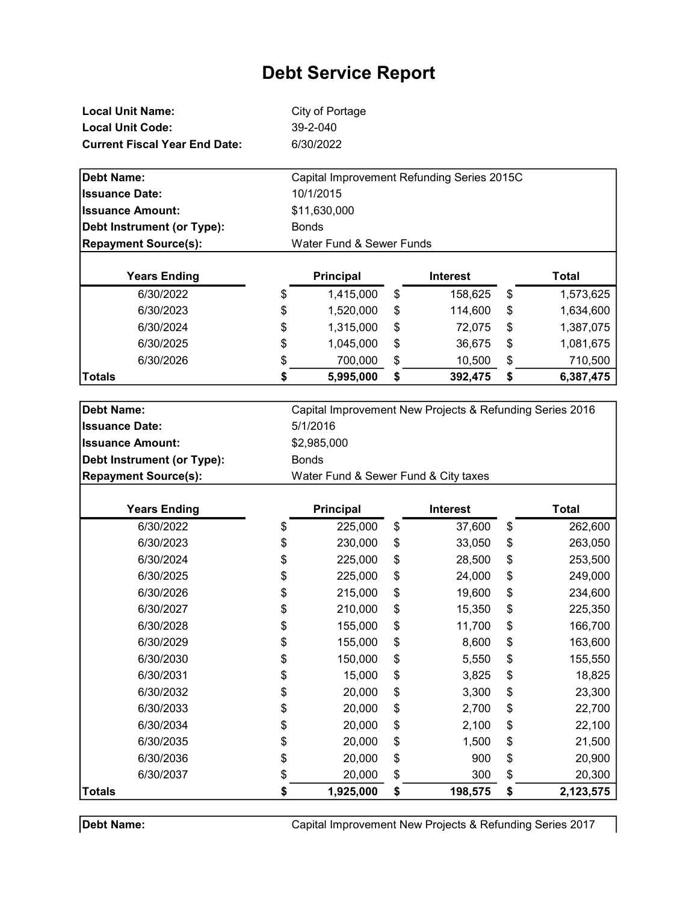# Debt Service Report

**Local Unit Name:** City of Portage
**Local Unit Code:** 39-2-040
**Current Fiscal Year End Date:** 6/30/2022

| | |
|---|---|
| **Debt Name:** | Capital Improvement Refunding Series 2015C |
| **Issuance Date:** | 10/1/2015 |
| **Issuance Amount:** | $11,630,000 |
| **Debt Instrument (or Type):** | Bonds |
| **Repayment Source(s):** | Water Fund & Sewer Funds |

| Years Ending | Principal | Interest | Total |
|---|---|---|---|
| 6/30/2022 | $ 1,415,000 | $ 158,625 | $ 1,573,625 |
| 6/30/2023 | $ 1,520,000 | $ 114,600 | $ 1,634,600 |
| 6/30/2024 | $ 1,315,000 | $ 72,075 | $ 1,387,075 |
| 6/30/2025 | $ 1,045,000 | $ 36,675 | $ 1,081,675 |
| 6/30/2026 | $ 700,000 | $ 10,500 | $ 710,500 |
| **Totals** | **$ 5,995,000** | **$ 392,475** | **$ 6,387,475** |

| | |
|---|---|
| **Debt Name:** | Capital Improvement New Projects & Refunding Series 2016 |
| **Issuance Date:** | 5/1/2016 |
| **Issuance Amount:** | $2,985,000 |
| **Debt Instrument (or Type):** | Bonds |
| **Repayment Source(s):** | Water Fund & Sewer Fund & City taxes |

| Years Ending | Principal | Interest | Total |
|---|---|---|---|
| 6/30/2022 | $ 225,000 | $ 37,600 | $ 262,600 |
| 6/30/2023 | $ 230,000 | $ 33,050 | $ 263,050 |
| 6/30/2024 | $ 225,000 | $ 28,500 | $ 253,500 |
| 6/30/2025 | $ 225,000 | $ 24,000 | $ 249,000 |
| 6/30/2026 | $ 215,000 | $ 19,600 | $ 234,600 |
| 6/30/2027 | $ 210,000 | $ 15,350 | $ 225,350 |
| 6/30/2028 | $ 155,000 | $ 11,700 | $ 166,700 |
| 6/30/2029 | $ 155,000 | $ 8,600 | $ 163,600 |
| 6/30/2030 | $ 150,000 | $ 5,550 | $ 155,550 |
| 6/30/2031 | $ 15,000 | $ 3,825 | $ 18,825 |
| 6/30/2032 | $ 20,000 | $ 3,300 | $ 23,300 |
| 6/30/2033 | $ 20,000 | $ 2,700 | $ 22,700 |
| 6/30/2034 | $ 20,000 | $ 2,100 | $ 22,100 |
| 6/30/2035 | $ 20,000 | $ 1,500 | $ 21,500 |
| 6/30/2036 | $ 20,000 | $ 900 | $ 20,900 |
| 6/30/2037 | $ 20,000 | $ 300 | $ 20,300 |
| **Totals** | **$ 1,925,000** | **$ 198,575** | **$ 2,123,575** |

| | |
|---|---|
| **Debt Name:** | Capital Improvement New Projects & Refunding Series 2017 |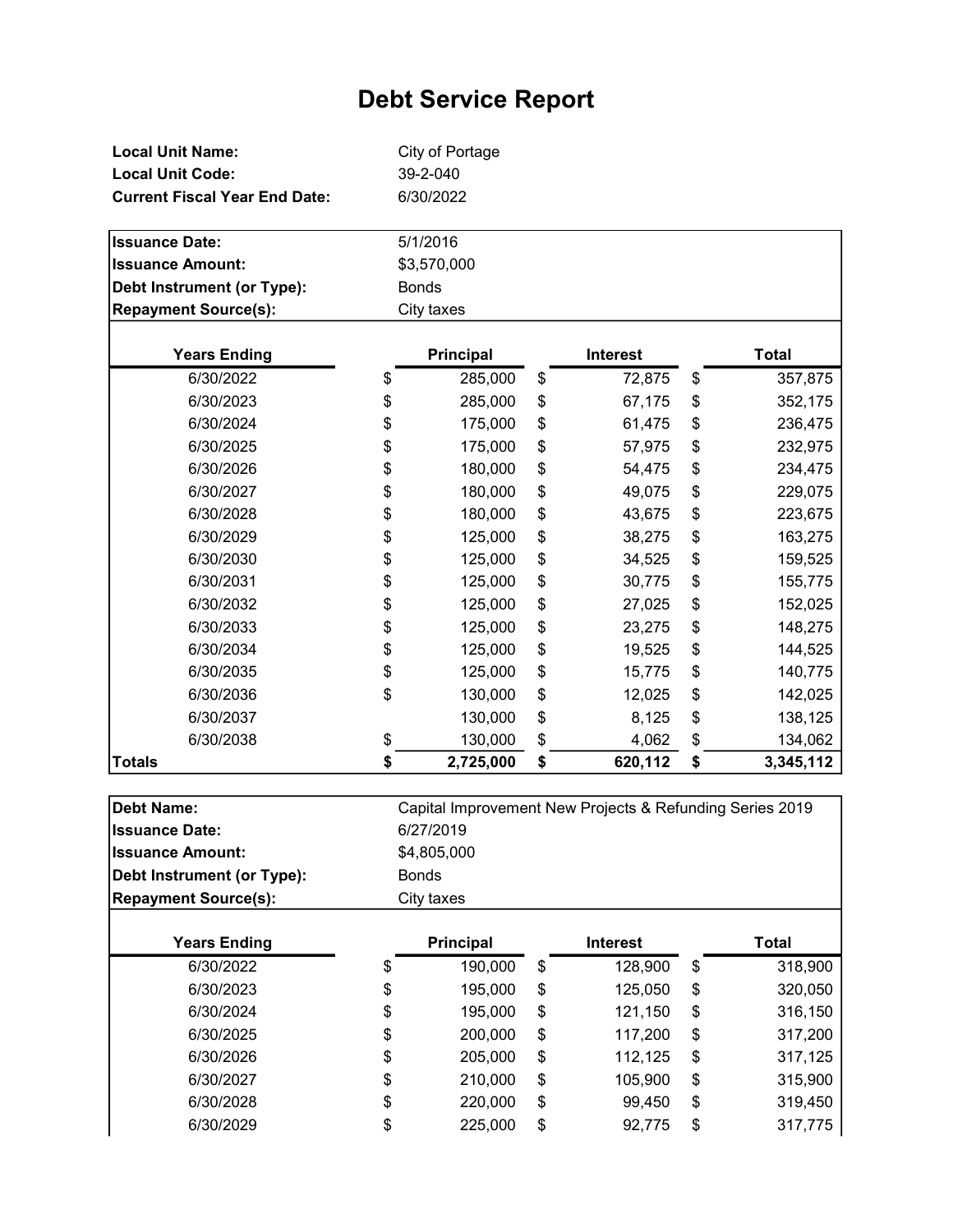# Debt Service Report

**Local Unit Name:** City of Portage
**Local Unit Code:** 39-2-040
**Current Fiscal Year End Date:** 6/30/2022

**Issuance Date:** 5/1/2016
**Issuance Amount:** $3,570,000
**Debt Instrument (or Type):** Bonds
**Repayment Source(s):** City taxes

| Years Ending | Principal | Interest | Total |
|---|---|---|---|
| 6/30/2022 | $ 285,000 | $ 72,875 | $ 357,875 |
| 6/30/2023 | $ 285,000 | $ 67,175 | $ 352,175 |
| 6/30/2024 | $ 175,000 | $ 61,475 | $ 236,475 |
| 6/30/2025 | $ 175,000 | $ 57,975 | $ 232,975 |
| 6/30/2026 | $ 180,000 | $ 54,475 | $ 234,475 |
| 6/30/2027 | $ 180,000 | $ 49,075 | $ 229,075 |
| 6/30/2028 | $ 180,000 | $ 43,675 | $ 223,675 |
| 6/30/2029 | $ 125,000 | $ 38,275 | $ 163,275 |
| 6/30/2030 | $ 125,000 | $ 34,525 | $ 159,525 |
| 6/30/2031 | $ 125,000 | $ 30,775 | $ 155,775 |
| 6/30/2032 | $ 125,000 | $ 27,025 | $ 152,025 |
| 6/30/2033 | $ 125,000 | $ 23,275 | $ 148,275 |
| 6/30/2034 | $ 125,000 | $ 19,525 | $ 144,525 |
| 6/30/2035 | $ 125,000 | $ 15,775 | $ 140,775 |
| 6/30/2036 | $ 130,000 | $ 12,025 | $ 142,025 |
| 6/30/2037 | 130,000 | $ 8,125 | $ 138,125 |
| 6/30/2038 | $ 130,000 | $ 4,062 | $ 134,062 |
| **Totals** | **$ 2,725,000** | **$ 620,112** | **$ 3,345,112** |

**Debt Name:** Capital Improvement New Projects & Refunding Series 2019
**Issuance Date:** 6/27/2019
**Issuance Amount:** $4,805,000
**Debt Instrument (or Type):** Bonds
**Repayment Source(s):** City taxes

| Years Ending | Principal | Interest | Total |
|---|---|---|---|
| 6/30/2022 | $ 190,000 | $ 128,900 | $ 318,900 |
| 6/30/2023 | $ 195,000 | $ 125,050 | $ 320,050 |
| 6/30/2024 | $ 195,000 | $ 121,150 | $ 316,150 |
| 6/30/2025 | $ 200,000 | $ 117,200 | $ 317,200 |
| 6/30/2026 | $ 205,000 | $ 112,125 | $ 317,125 |
| 6/30/2027 | $ 210,000 | $ 105,900 | $ 315,900 |
| 6/30/2028 | $ 220,000 | $ 99,450 | $ 319,450 |
| 6/30/2029 | $ 225,000 | $ 92,775 | $ 317,775 |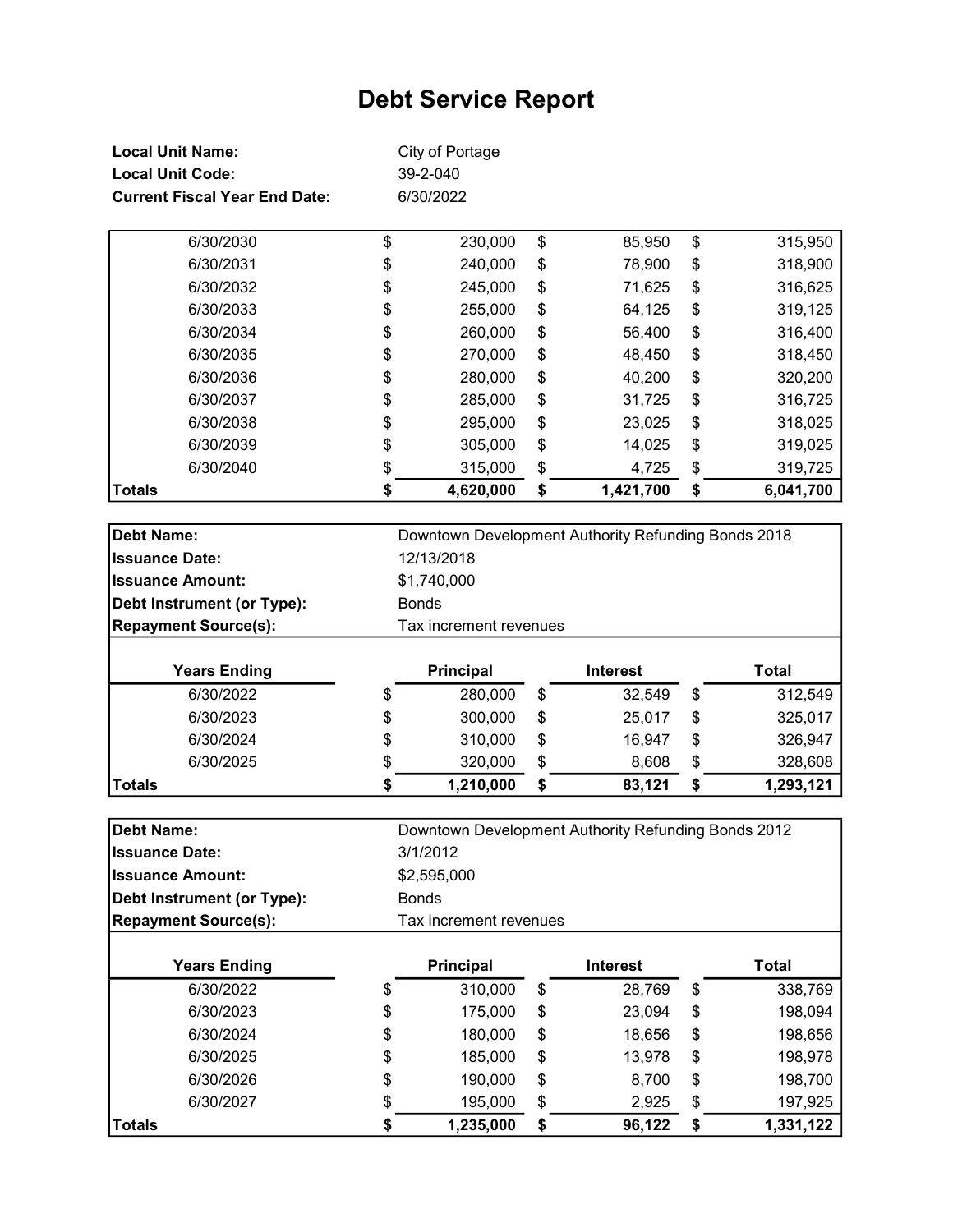# Debt Service Report

**Local Unit Name:** City of Portage
**Local Unit Code:** 39-2-040
**Current Fiscal Year End Date:** 6/30/2022

| Years Ending | Principal | Interest | Total |
|---|---|---|---|
| 6/30/2030 | $ 230,000 | $ 85,950 | $ 315,950 |
| 6/30/2031 | $ 240,000 | $ 78,900 | $ 318,900 |
| 6/30/2032 | $ 245,000 | $ 71,625 | $ 316,625 |
| 6/30/2033 | $ 255,000 | $ 64,125 | $ 319,125 |
| 6/30/2034 | $ 260,000 | $ 56,400 | $ 316,400 |
| 6/30/2035 | $ 270,000 | $ 48,450 | $ 318,450 |
| 6/30/2036 | $ 280,000 | $ 40,200 | $ 320,200 |
| 6/30/2037 | $ 285,000 | $ 31,725 | $ 316,725 |
| 6/30/2038 | $ 295,000 | $ 23,025 | $ 318,025 |
| 6/30/2039 | $ 305,000 | $ 14,025 | $ 319,025 |
| 6/30/2040 | $ 315,000 | $ 4,725 | $ 319,725 |
| **Totals** | **$ 4,620,000** | **$ 1,421,700** | **$ 6,041,700** |

**Debt Name:** Downtown Development Authority Refunding Bonds 2018
**Issuance Date:** 12/13/2018
**Issuance Amount:** $1,740,000
**Debt Instrument (or Type):** Bonds
**Repayment Source(s):** Tax increment revenues

| Years Ending | Principal | Interest | Total |
|---|---|---|---|
| 6/30/2022 | $ 280,000 | $ 32,549 | $ 312,549 |
| 6/30/2023 | $ 300,000 | $ 25,017 | $ 325,017 |
| 6/30/2024 | $ 310,000 | $ 16,947 | $ 326,947 |
| 6/30/2025 | $ 320,000 | $ 8,608 | $ 328,608 |
| **Totals** | **$ 1,210,000** | **$ 83,121** | **$ 1,293,121** |

**Debt Name:** Downtown Development Authority Refunding Bonds 2012
**Issuance Date:** 3/1/2012
**Issuance Amount:** $2,595,000
**Debt Instrument (or Type):** Bonds
**Repayment Source(s):** Tax increment revenues

| Years Ending | Principal | Interest | Total |
|---|---|---|---|
| 6/30/2022 | $ 310,000 | $ 28,769 | $ 338,769 |
| 6/30/2023 | $ 175,000 | $ 23,094 | $ 198,094 |
| 6/30/2024 | $ 180,000 | $ 18,656 | $ 198,656 |
| 6/30/2025 | $ 185,000 | $ 13,978 | $ 198,978 |
| 6/30/2026 | $ 190,000 | $ 8,700 | $ 198,700 |
| 6/30/2027 | $ 195,000 | $ 2,925 | $ 197,925 |
| **Totals** | **$ 1,235,000** | **$ 96,122** | **$ 1,331,122** |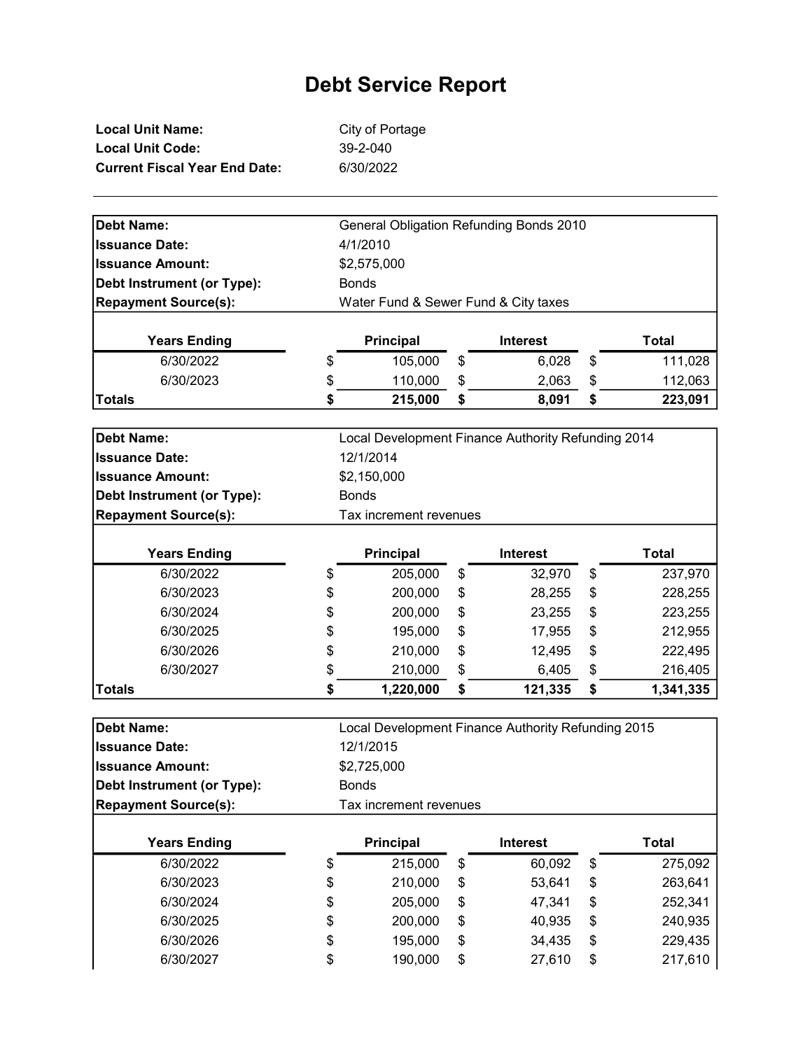# Debt Service Report

**Local Unit Name:** City of Portage
**Local Unit Code:** 39-2-040
**Current Fiscal Year End Date:** 6/30/2022

---

**Debt Name:** General Obligation Refunding Bonds 2010
**Issuance Date:** 4/1/2010
**Issuance Amount:** $2,575,000
**Debt Instrument (or Type):** Bonds
**Repayment Source(s):** Water Fund & Sewer Fund & City taxes

| Years Ending | Principal | Interest | Total |
|---|---|---|---|
| 6/30/2022 | $ 105,000 | $ 6,028 | $ 111,028 |
| 6/30/2023 | $ 110,000 | $ 2,063 | $ 112,063 |
| **Totals** | **$ 215,000** | **$ 8,091** | **$ 223,091** |

**Debt Name:** Local Development Finance Authority Refunding 2014
**Issuance Date:** 12/1/2014
**Issuance Amount:** $2,150,000
**Debt Instrument (or Type):** Bonds
**Repayment Source(s):** Tax increment revenues

| Years Ending | Principal | Interest | Total |
|---|---|---|---|
| 6/30/2022 | $ 205,000 | $ 32,970 | $ 237,970 |
| 6/30/2023 | $ 200,000 | $ 28,255 | $ 228,255 |
| 6/30/2024 | $ 200,000 | $ 23,255 | $ 223,255 |
| 6/30/2025 | $ 195,000 | $ 17,955 | $ 212,955 |
| 6/30/2026 | $ 210,000 | $ 12,495 | $ 222,495 |
| 6/30/2027 | $ 210,000 | $ 6,405 | $ 216,405 |
| **Totals** | **$ 1,220,000** | **$ 121,335** | **$ 1,341,335** |

**Debt Name:** Local Development Finance Authority Refunding 2015
**Issuance Date:** 12/1/2015
**Issuance Amount:** $2,725,000
**Debt Instrument (or Type):** Bonds
**Repayment Source(s):** Tax increment revenues

| Years Ending | Principal | Interest | Total |
|---|---|---|---|
| 6/30/2022 | $ 215,000 | $ 60,092 | $ 275,092 |
| 6/30/2023 | $ 210,000 | $ 53,641 | $ 263,641 |
| 6/30/2024 | $ 205,000 | $ 47,341 | $ 252,341 |
| 6/30/2025 | $ 200,000 | $ 40,935 | $ 240,935 |
| 6/30/2026 | $ 195,000 | $ 34,435 | $ 229,435 |
| 6/30/2027 | $ 190,000 | $ 27,610 | $ 217,610 |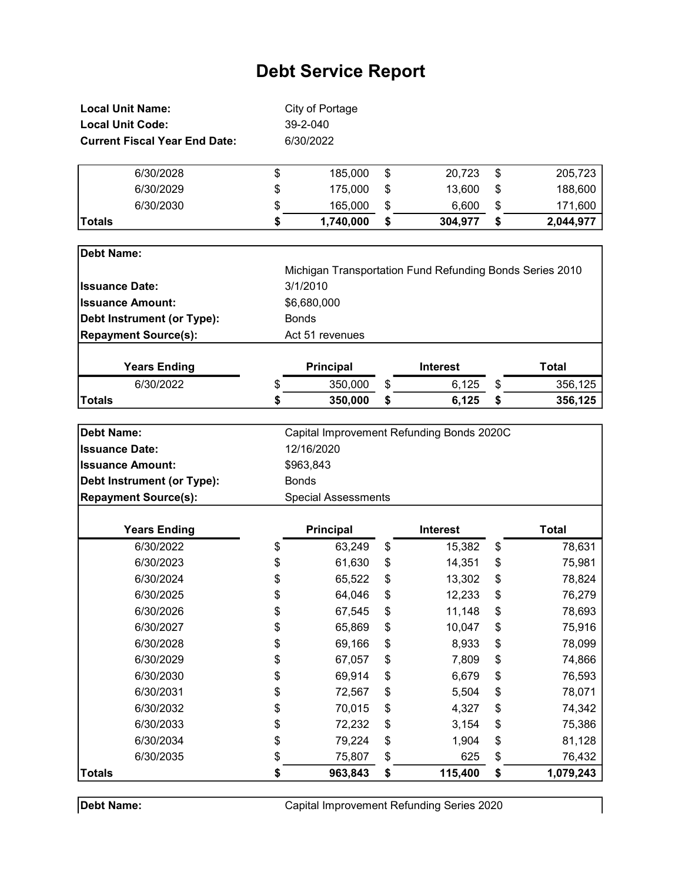# Debt Service Report

**Local Unit Name:** City of Portage
**Local Unit Code:** 39-2-040
**Current Fiscal Year End Date:** 6/30/2022

| Years Ending | Principal | Interest | Total |
|---|---|---|---|
| 6/30/2028 | $ 185,000 | $ 20,723 | $ 205,723 |
| 6/30/2029 | $ 175,000 | $ 13,600 | $ 188,600 |
| 6/30/2030 | $ 165,000 | $ 6,600 | $ 171,600 |
| **Totals** | **$ 1,740,000** | **$ 304,977** | **$ 2,044,977** |

**Debt Name:** Michigan Transportation Fund Refunding Bonds Series 2010
**Issuance Date:** 3/1/2010
**Issuance Amount:** $6,680,000
**Debt Instrument (or Type):** Bonds
**Repayment Source(s):** Act 51 revenues

| Years Ending | Principal | Interest | Total |
|---|---|---|---|
| 6/30/2022 | $ 350,000 | $ 6,125 | $ 356,125 |
| **Totals** | **$ 350,000** | **$ 6,125** | **$ 356,125** |

**Debt Name:** Capital Improvement Refunding Bonds 2020C
**Issuance Date:** 12/16/2020
**Issuance Amount:** $963,843
**Debt Instrument (or Type):** Bonds
**Repayment Source(s):** Special Assessments

| Years Ending | Principal | Interest | Total |
|---|---|---|---|
| 6/30/2022 | $ 63,249 | $ 15,382 | $ 78,631 |
| 6/30/2023 | $ 61,630 | $ 14,351 | $ 75,981 |
| 6/30/2024 | $ 65,522 | $ 13,302 | $ 78,824 |
| 6/30/2025 | $ 64,046 | $ 12,233 | $ 76,279 |
| 6/30/2026 | $ 67,545 | $ 11,148 | $ 78,693 |
| 6/30/2027 | $ 65,869 | $ 10,047 | $ 75,916 |
| 6/30/2028 | $ 69,166 | $ 8,933 | $ 78,099 |
| 6/30/2029 | $ 67,057 | $ 7,809 | $ 74,866 |
| 6/30/2030 | $ 69,914 | $ 6,679 | $ 76,593 |
| 6/30/2031 | $ 72,567 | $ 5,504 | $ 78,071 |
| 6/30/2032 | $ 70,015 | $ 4,327 | $ 74,342 |
| 6/30/2033 | $ 72,232 | $ 3,154 | $ 75,386 |
| 6/30/2034 | $ 79,224 | $ 1,904 | $ 81,128 |
| 6/30/2035 | $ 75,807 | $ 625 | $ 76,432 |
| **Totals** | **$ 963,843** | **$ 115,400** | **$ 1,079,243** |

**Debt Name:** Capital Improvement Refunding Series 2020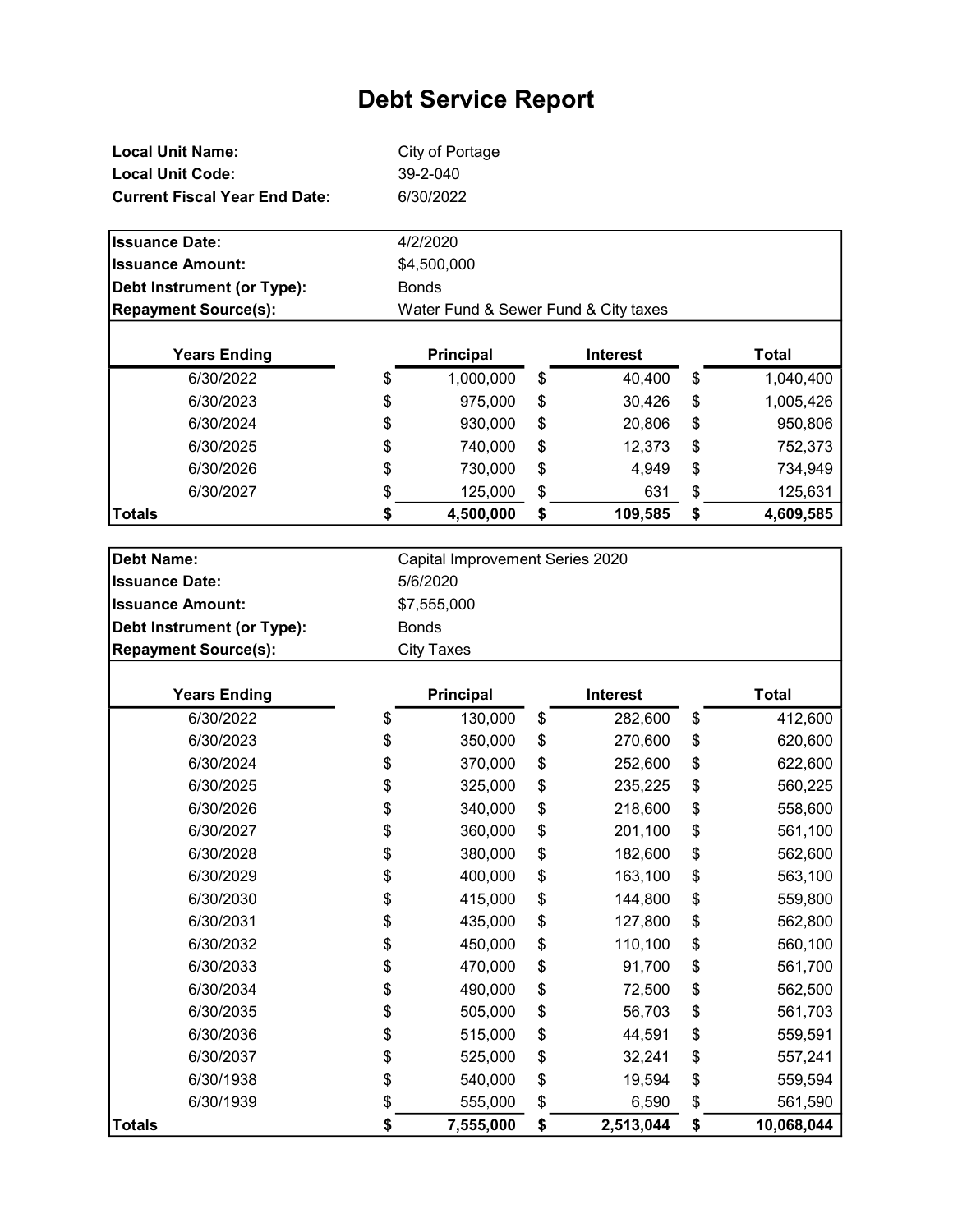# Debt Service Report

**Local Unit Name:** City of Portage
**Local Unit Code:** 39-2-040
**Current Fiscal Year End Date:** 6/30/2022

| | |
|---|---|
| **Issuance Date:** | 4/2/2020 |
| **Issuance Amount:** | $4,500,000 |
| **Debt Instrument (or Type):** | Bonds |
| **Repayment Source(s):** | Water Fund & Sewer Fund & City taxes |

| Years Ending | Principal | Interest | Total |
|---|---|---|---|
| 6/30/2022 | $ 1,000,000 | $ 40,400 | $ 1,040,400 |
| 6/30/2023 | $ 975,000 | $ 30,426 | $ 1,005,426 |
| 6/30/2024 | $ 930,000 | $ 20,806 | $ 950,806 |
| 6/30/2025 | $ 740,000 | $ 12,373 | $ 752,373 |
| 6/30/2026 | $ 730,000 | $ 4,949 | $ 734,949 |
| 6/30/2027 | $ 125,000 | $ 631 | $ 125,631 |
| **Totals** | **$ 4,500,000** | **$ 109,585** | **$ 4,609,585** |

| | |
|---|---|
| **Debt Name:** | Capital Improvement Series 2020 |
| **Issuance Date:** | 5/6/2020 |
| **Issuance Amount:** | $7,555,000 |
| **Debt Instrument (or Type):** | Bonds |
| **Repayment Source(s):** | City Taxes |

| Years Ending | Principal | Interest | Total |
|---|---|---|---|
| 6/30/2022 | $ 130,000 | $ 282,600 | $ 412,600 |
| 6/30/2023 | $ 350,000 | $ 270,600 | $ 620,600 |
| 6/30/2024 | $ 370,000 | $ 252,600 | $ 622,600 |
| 6/30/2025 | $ 325,000 | $ 235,225 | $ 560,225 |
| 6/30/2026 | $ 340,000 | $ 218,600 | $ 558,600 |
| 6/30/2027 | $ 360,000 | $ 201,100 | $ 561,100 |
| 6/30/2028 | $ 380,000 | $ 182,600 | $ 562,600 |
| 6/30/2029 | $ 400,000 | $ 163,100 | $ 563,100 |
| 6/30/2030 | $ 415,000 | $ 144,800 | $ 559,800 |
| 6/30/2031 | $ 435,000 | $ 127,800 | $ 562,800 |
| 6/30/2032 | $ 450,000 | $ 110,100 | $ 560,100 |
| 6/30/2033 | $ 470,000 | $ 91,700 | $ 561,700 |
| 6/30/2034 | $ 490,000 | $ 72,500 | $ 562,500 |
| 6/30/2035 | $ 505,000 | $ 56,703 | $ 561,703 |
| 6/30/2036 | $ 515,000 | $ 44,591 | $ 559,591 |
| 6/30/2037 | $ 525,000 | $ 32,241 | $ 557,241 |
| 6/30/1938 | $ 540,000 | $ 19,594 | $ 559,594 |
| 6/30/1939 | $ 555,000 | $ 6,590 | $ 561,590 |
| **Totals** | **$ 7,555,000** | **$ 2,513,044** | **$ 10,068,044** |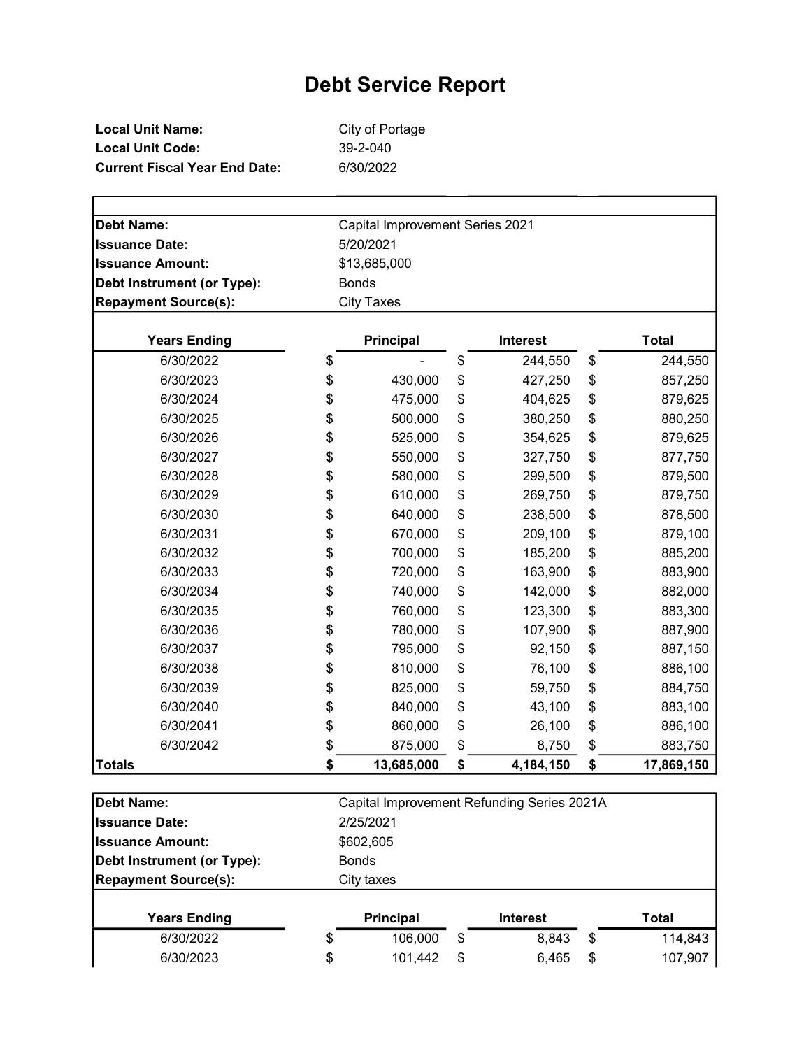# Debt Service Report

**Local Unit Name:** City of Portage
**Local Unit Code:** 39-2-040
**Current Fiscal Year End Date:** 6/30/2022

| | |
|---|---|
| **Debt Name:** | Capital Improvement Series 2021 |
| **Issuance Date:** | 5/20/2021 |
| **Issuance Amount:** | $13,685,000 |
| **Debt Instrument (or Type):** | Bonds |
| **Repayment Source(s):** | City Taxes |

| Years Ending | Principal | Interest | Total |
|---|---|---|---|
| 6/30/2022 | $ - | $ 244,550 | $ 244,550 |
| 6/30/2023 | $ 430,000 | $ 427,250 | $ 857,250 |
| 6/30/2024 | $ 475,000 | $ 404,625 | $ 879,625 |
| 6/30/2025 | $ 500,000 | $ 380,250 | $ 880,250 |
| 6/30/2026 | $ 525,000 | $ 354,625 | $ 879,625 |
| 6/30/2027 | $ 550,000 | $ 327,750 | $ 877,750 |
| 6/30/2028 | $ 580,000 | $ 299,500 | $ 879,500 |
| 6/30/2029 | $ 610,000 | $ 269,750 | $ 879,750 |
| 6/30/2030 | $ 640,000 | $ 238,500 | $ 878,500 |
| 6/30/2031 | $ 670,000 | $ 209,100 | $ 879,100 |
| 6/30/2032 | $ 700,000 | $ 185,200 | $ 885,200 |
| 6/30/2033 | $ 720,000 | $ 163,900 | $ 883,900 |
| 6/30/2034 | $ 740,000 | $ 142,000 | $ 882,000 |
| 6/30/2035 | $ 760,000 | $ 123,300 | $ 883,300 |
| 6/30/2036 | $ 780,000 | $ 107,900 | $ 887,900 |
| 6/30/2037 | $ 795,000 | $ 92,150 | $ 887,150 |
| 6/30/2038 | $ 810,000 | $ 76,100 | $ 886,100 |
| 6/30/2039 | $ 825,000 | $ 59,750 | $ 884,750 |
| 6/30/2040 | $ 840,000 | $ 43,100 | $ 883,100 |
| 6/30/2041 | $ 860,000 | $ 26,100 | $ 886,100 |
| 6/30/2042 | $ 875,000 | $ 8,750 | $ 883,750 |
| **Totals** | **$ 13,685,000** | **$ 4,184,150** | **$ 17,869,150** |

| | |
|---|---|
| **Debt Name:** | Capital Improvement Refunding Series 2021A |
| **Issuance Date:** | 2/25/2021 |
| **Issuance Amount:** | $602,605 |
| **Debt Instrument (or Type):** | Bonds |
| **Repayment Source(s):** | City taxes |

| Years Ending | Principal | Interest | Total |
|---|---|---|---|
| 6/30/2022 | $ 106,000 | $ 8,843 | $ 114,843 |
| 6/30/2023 | $ 101,442 | $ 6,465 | $ 107,907 |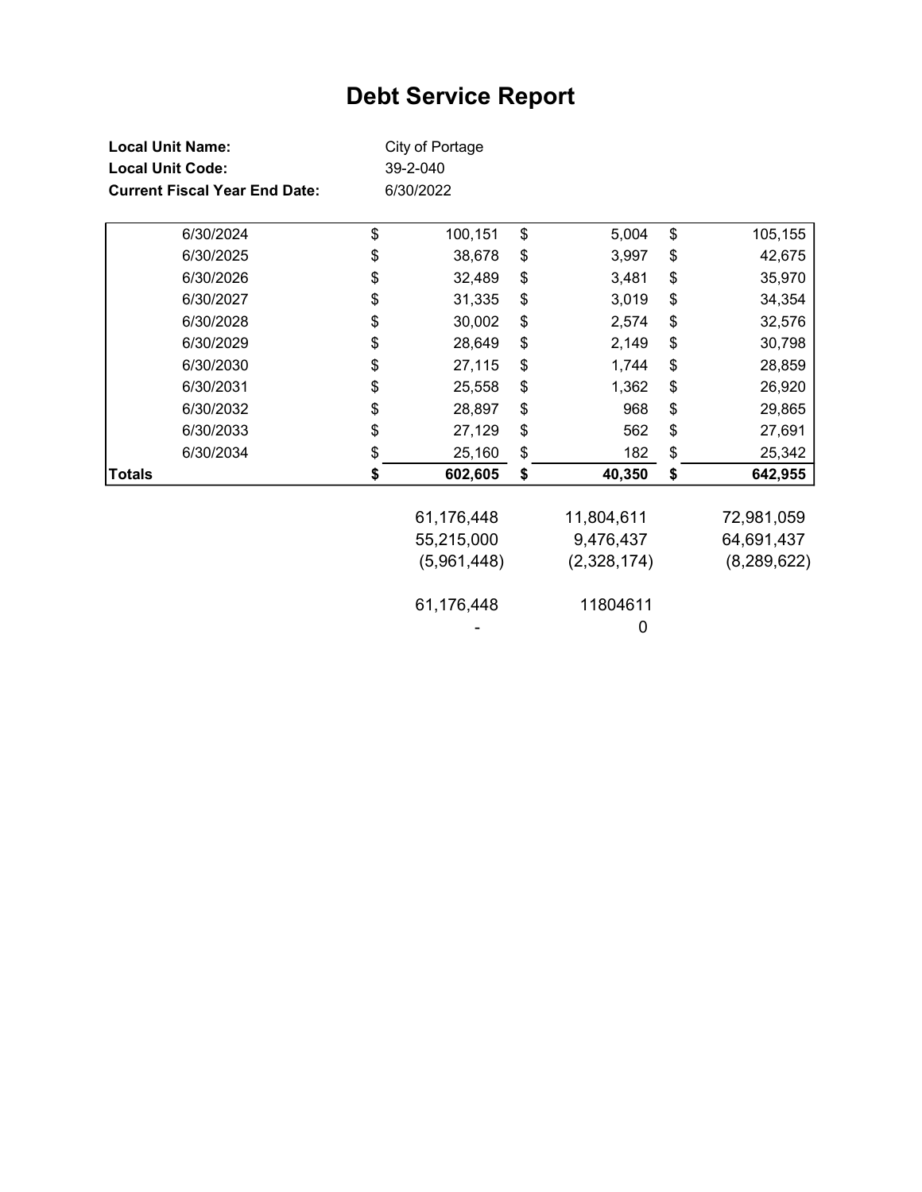# Debt Service Report

**Local Unit Name:** City of Portage
**Local Unit Code:** 39-2-040
**Current Fiscal Year End Date:** 6/30/2022

| | | | |
|---|---|---|---|
| 6/30/2024 | $ 100,151 | $ 5,004 | $ 105,155 |
| 6/30/2025 | $ 38,678 | $ 3,997 | $ 42,675 |
| 6/30/2026 | $ 32,489 | $ 3,481 | $ 35,970 |
| 6/30/2027 | $ 31,335 | $ 3,019 | $ 34,354 |
| 6/30/2028 | $ 30,002 | $ 2,574 | $ 32,576 |
| 6/30/2029 | $ 28,649 | $ 2,149 | $ 30,798 |
| 6/30/2030 | $ 27,115 | $ 1,744 | $ 28,859 |
| 6/30/2031 | $ 25,558 | $ 1,362 | $ 26,920 |
| 6/30/2032 | $ 28,897 | $ 968 | $ 29,865 |
| 6/30/2033 | $ 27,129 | $ 562 | $ 27,691 |
| 6/30/2034 | $ 25,160 | $ 182 | $ 25,342 |
| **Totals** | **$ 602,605** | **$ 40,350** | **$ 642,955** |

| | | |
|---|---|---|
| 61,176,448 | 11,804,611 | 72,981,059 |
| 55,215,000 | 9,476,437 | 64,691,437 |
| (5,961,448) | (2,328,174) | (8,289,622) |
| | | |
| 61,176,448 | 11804611 | |
| - | 0 | |